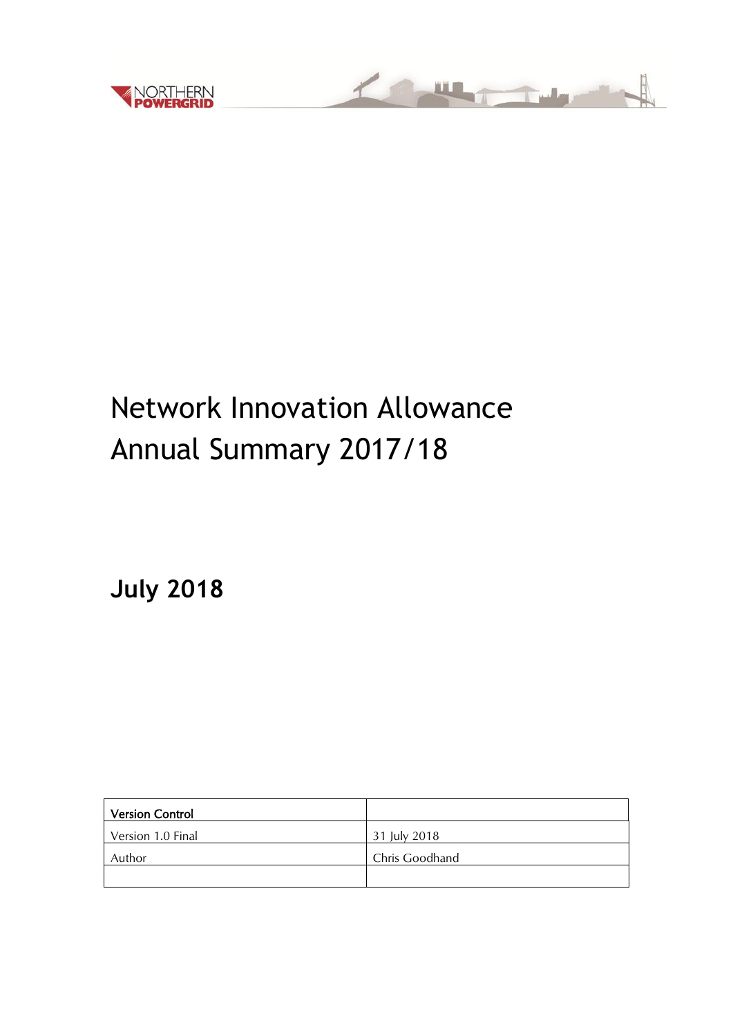NORTHERN POWERGRID

# Network Innovation Allowance Annual Summary 2017/18

**July 2018**

| Version Control | |
|---|---|
| Version 1.0 Final | 31 July 2018 |
| Author | Chris Goodhand |
| | |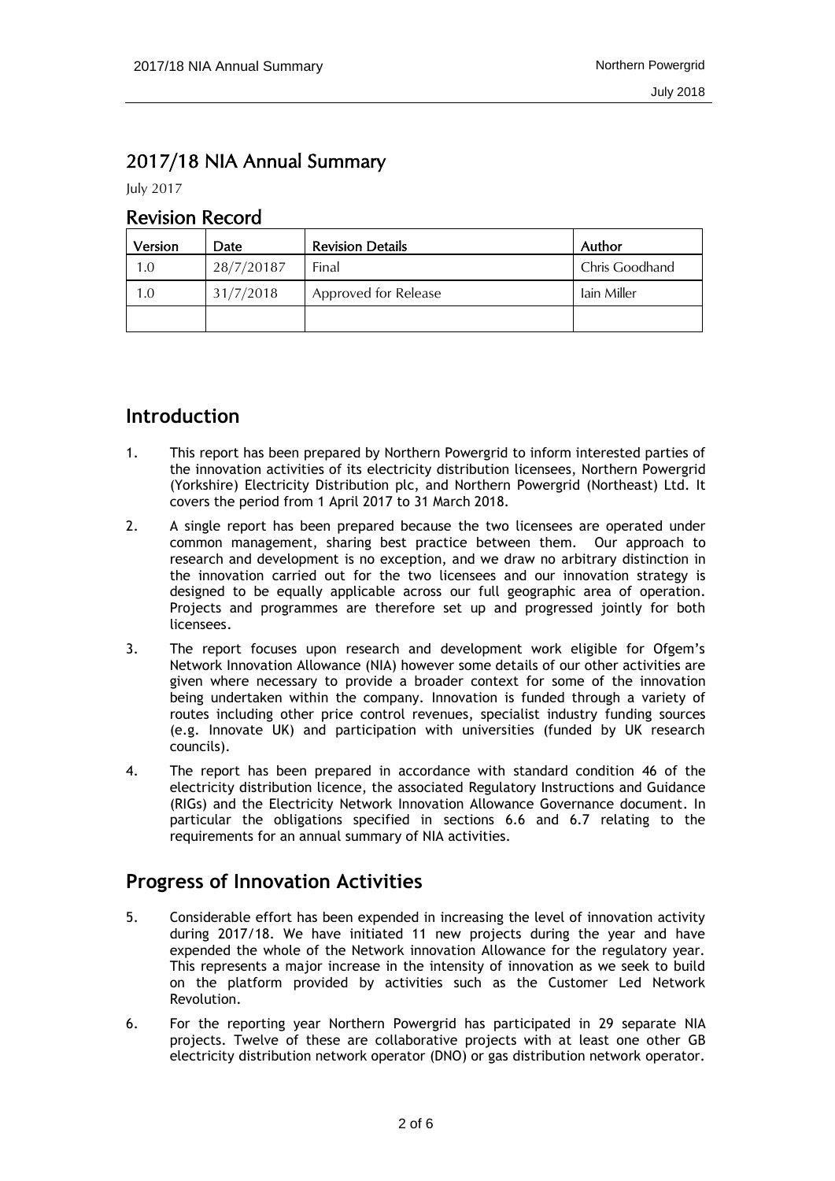## 2017/18 NIA Annual Summary

July 2017

## Revision Record

| Version | Date | Revision Details | Author |
|---|---|---|---|
| 1.0 | 28/7/20187 | Final | Chris Goodhand |
| 1.0 | 31/7/2018 | Approved for Release | Iain Miller |
| | | | |

# Introduction

1. This report has been prepared by Northern Powergrid to inform interested parties of the innovation activities of its electricity distribution licensees, Northern Powergrid (Yorkshire) Electricity Distribution plc, and Northern Powergrid (Northeast) Ltd. It covers the period from 1 April 2017 to 31 March 2018.
2. A single report has been prepared because the two licensees are operated under common management, sharing best practice between them. Our approach to research and development is no exception, and we draw no arbitrary distinction in the innovation carried out for the two licensees and our innovation strategy is designed to be equally applicable across our full geographic area of operation. Projects and programmes are therefore set up and progressed jointly for both licensees.
3. The report focuses upon research and development work eligible for Ofgem's Network Innovation Allowance (NIA) however some details of our other activities are given where necessary to provide a broader context for some of the innovation being undertaken within the company. Innovation is funded through a variety of routes including other price control revenues, specialist industry funding sources (e.g. Innovate UK) and participation with universities (funded by UK research councils).
4. The report has been prepared in accordance with standard condition 46 of the electricity distribution licence, the associated Regulatory Instructions and Guidance (RIGs) and the Electricity Network Innovation Allowance Governance document. In particular the obligations specified in sections 6.6 and 6.7 relating to the requirements for an annual summary of NIA activities.

# Progress of Innovation Activities

5. Considerable effort has been expended in increasing the level of innovation activity during 2017/18. We have initiated 11 new projects during the year and have expended the whole of the Network innovation Allowance for the regulatory year. This represents a major increase in the intensity of innovation as we seek to build on the platform provided by activities such as the Customer Led Network Revolution.
6. For the reporting year Northern Powergrid has participated in 29 separate NIA projects. Twelve of these are collaborative projects with at least one other GB electricity distribution network operator (DNO) or gas distribution network operator.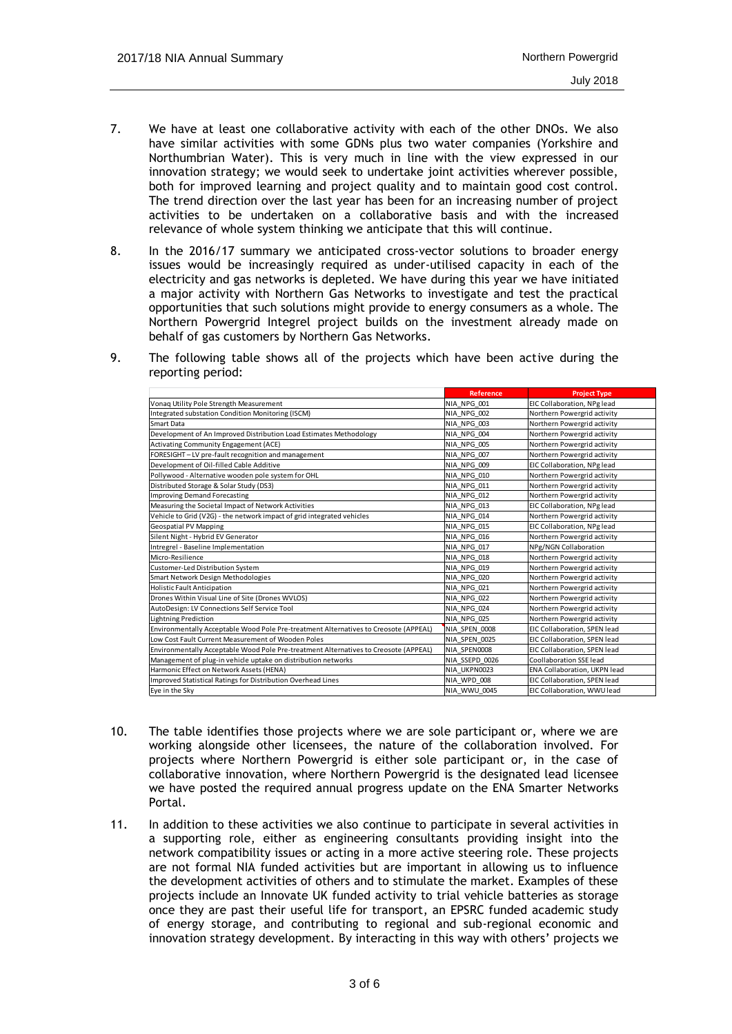7. We have at least one collaborative activity with each of the other DNOs. We also have similar activities with some GDNs plus two water companies (Yorkshire and Northumbrian Water). This is very much in line with the view expressed in our innovation strategy; we would seek to undertake joint activities wherever possible, both for improved learning and project quality and to maintain good cost control. The trend direction over the last year has been for an increasing number of project activities to be undertaken on a collaborative basis and with the increased relevance of whole system thinking we anticipate that this will continue.

8. In the 2016/17 summary we anticipated cross-vector solutions to broader energy issues would be increasingly required as under-utilised capacity in each of the electricity and gas networks is depleted. We have during this year we have initiated a major activity with Northern Gas Networks to investigate and test the practical opportunities that such solutions might provide to energy consumers as a whole. The Northern Powergrid Integrel project builds on the investment already made on behalf of gas customers by Northern Gas Networks.

9. The following table shows all of the projects which have been active during the reporting period:

| | Reference | Project Type |
|---|---|---|
| Vonaq Utility Pole Strength Measurement | NIA_NPG_001 | EIC Collaboration, NPg lead |
| Integrated substation Condition Monitoring (ISCM) | NIA_NPG_002 | Northern Powergrid activity |
| Smart Data | NIA_NPG_003 | Northern Powergrid activity |
| Development of An Improved Distribution Load Estimates Methodology | NIA_NPG_004 | Northern Powergrid activity |
| Activating Community Engagement (ACE) | NIA_NPG_005 | Northern Powergrid activity |
| FORESIGHT – LV pre-fault recognition and management | NIA_NPG_007 | Northern Powergrid activity |
| Development of Oil-filled Cable Additive | NIA_NPG_009 | EIC Collaboration, NPg lead |
| Pollywood - Alternative wooden pole system for OHL | NIA_NPG_010 | Northern Powergrid activity |
| Distributed Storage & Solar Study (DS3) | NIA_NPG_011 | Northern Powergrid activity |
| Improving Demand Forecasting | NIA_NPG_012 | Northern Powergrid activity |
| Measuring the Societal Impact of Network Activities | NIA_NPG_013 | EIC Collaboration, NPg lead |
| Vehicle to Grid (V2G) - the network impact of grid integrated vehicles | NIA_NPG_014 | Northern Powergrid activity |
| Geospatial PV Mapping | NIA_NPG_015 | EIC Collaboration, NPg lead |
| Silent Night - Hybrid EV Generator | NIA_NPG_016 | Northern Powergrid activity |
| Intregrel - Baseline Implementation | NIA_NPG_017 | NPg/NGN Collaboration |
| Micro-Resilience | NIA_NPG_018 | Northern Powergrid activity |
| Customer-Led Distribution System | NIA_NPG_019 | Northern Powergrid activity |
| Smart Network Design Methodologies | NIA_NPG_020 | Northern Powergrid activity |
| Holistic Fault Anticipation | NIA_NPG_021 | Northern Powergrid activity |
| Drones Within Visual Line of Site (Drones WVLOS) | NIA_NPG_022 | Northern Powergrid activity |
| AutoDesign: LV Connections Self Service Tool | NIA_NPG_024 | Northern Powergrid activity |
| Lightning Prediction | NIA_NPG_025 | Northern Powergrid activity |
| Environmentally Acceptable Wood Pole Pre-treatment Alternatives to Creosote (APPEAL) | NIA_SPEN_0008 | EIC Collaboration, SPEN lead |
| Low Cost Fault Current Measurement of Wooden Poles | NIA_SPEN_0025 | EIC Collaboration, SPEN lead |
| Environmentally Acceptable Wood Pole Pre-treatment Alternatives to Creosote (APPEAL) | NIA_SPEN0008 | EIC Collaboration, SPEN lead |
| Management of plug-in vehicle uptake on distribution networks | NIA_SSEPD_0026 | Coollaboration SSE lead |
| Harmonic Effect on Network Assets (HENA) | NIA_UKPN0023 | ENA Collaboration, UKPN lead |
| Improved Statistical Ratings for Distribution Overhead Lines | NIA_WPD_008 | EIC Collaboration, SPEN lead |
| Eye in the Sky | NIA_WWU_0045 | EIC Collaboration, WWU lead |

10. The table identifies those projects where we are sole participant or, where we are working alongside other licensees, the nature of the collaboration involved. For projects where Northern Powergrid is either sole participant or, in the case of collaborative innovation, where Northern Powergrid is the designated lead licensee we have posted the required annual progress update on the ENA Smarter Networks Portal.

11. In addition to these activities we also continue to participate in several activities in a supporting role, either as engineering consultants providing insight into the network compatibility issues or acting in a more active steering role. These projects are not formal NIA funded activities but are important in allowing us to influence the development activities of others and to stimulate the market. Examples of these projects include an Innovate UK funded activity to trial vehicle batteries as storage once they are past their useful life for transport, an EPSRC funded academic study of energy storage, and contributing to regional and sub-regional economic and innovation strategy development. By interacting in this way with others' projects we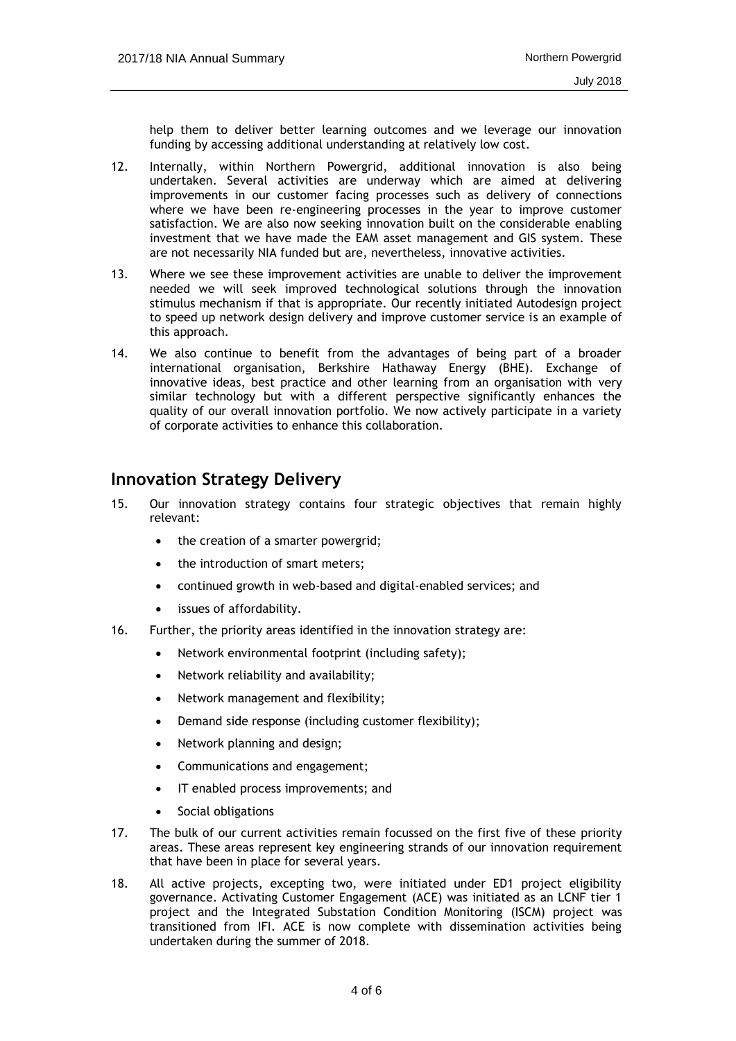help them to deliver better learning outcomes and we leverage our innovation funding by accessing additional understanding at relatively low cost.

12. Internally, within Northern Powergrid, additional innovation is also being undertaken. Several activities are underway which are aimed at delivering improvements in our customer facing processes such as delivery of connections where we have been re-engineering processes in the year to improve customer satisfaction. We are also now seeking innovation built on the considerable enabling investment that we have made the EAM asset management and GIS system. These are not necessarily NIA funded but are, nevertheless, innovative activities.

13. Where we see these improvement activities are unable to deliver the improvement needed we will seek improved technological solutions through the innovation stimulus mechanism if that is appropriate. Our recently initiated Autodesign project to speed up network design delivery and improve customer service is an example of this approach.

14. We also continue to benefit from the advantages of being part of a broader international organisation, Berkshire Hathaway Energy (BHE). Exchange of innovative ideas, best practice and other learning from an organisation with very similar technology but with a different perspective significantly enhances the quality of our overall innovation portfolio. We now actively participate in a variety of corporate activities to enhance this collaboration.

## Innovation Strategy Delivery

15. Our innovation strategy contains four strategic objectives that remain highly relevant:
    - the creation of a smarter powergrid;
    - the introduction of smart meters;
    - continued growth in web-based and digital-enabled services; and
    - issues of affordability.

16. Further, the priority areas identified in the innovation strategy are:
    - Network environmental footprint (including safety);
    - Network reliability and availability;
    - Network management and flexibility;
    - Demand side response (including customer flexibility);
    - Network planning and design;
    - Communications and engagement;
    - IT enabled process improvements; and
    - Social obligations

17. The bulk of our current activities remain focussed on the first five of these priority areas. These areas represent key engineering strands of our innovation requirement that have been in place for several years.

18. All active projects, excepting two, were initiated under ED1 project eligibility governance. Activating Customer Engagement (ACE) was initiated as an LCNF tier 1 project and the Integrated Substation Condition Monitoring (ISCM) project was transitioned from IFI. ACE is now complete with dissemination activities being undertaken during the summer of 2018.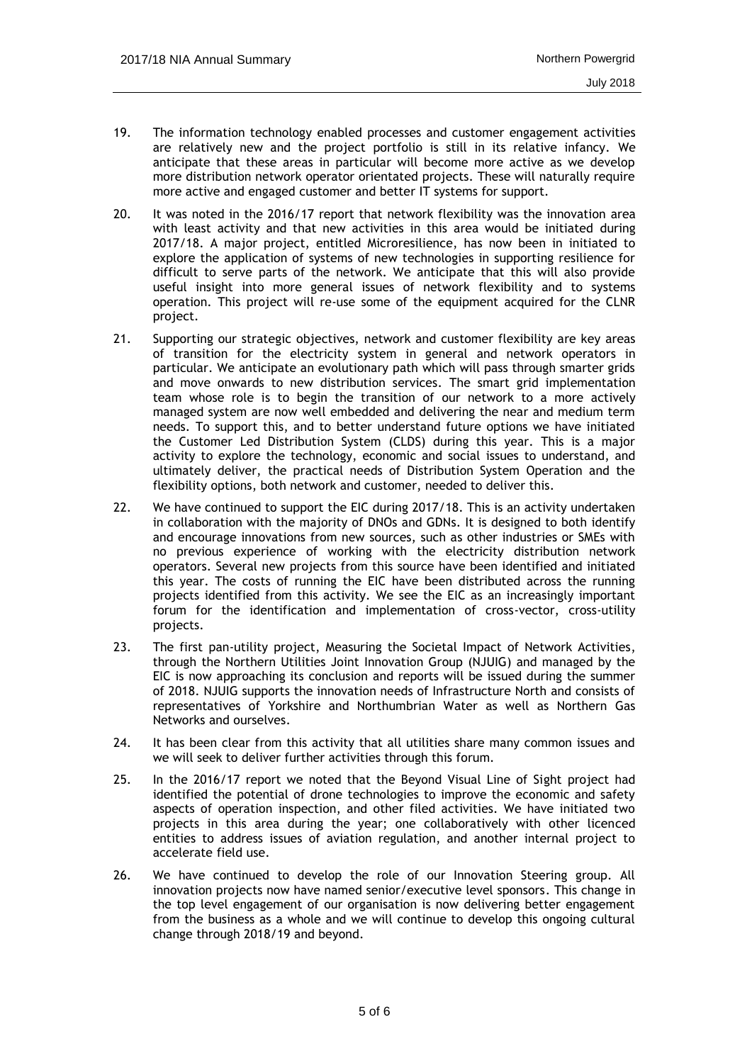19. The information technology enabled processes and customer engagement activities are relatively new and the project portfolio is still in its relative infancy. We anticipate that these areas in particular will become more active as we develop more distribution network operator orientated projects. These will naturally require more active and engaged customer and better IT systems for support.

20. It was noted in the 2016/17 report that network flexibility was the innovation area with least activity and that new activities in this area would be initiated during 2017/18. A major project, entitled Microresilience, has now been in initiated to explore the application of systems of new technologies in supporting resilience for difficult to serve parts of the network. We anticipate that this will also provide useful insight into more general issues of network flexibility and to systems operation. This project will re-use some of the equipment acquired for the CLNR project.

21. Supporting our strategic objectives, network and customer flexibility are key areas of transition for the electricity system in general and network operators in particular. We anticipate an evolutionary path which will pass through smarter grids and move onwards to new distribution services. The smart grid implementation team whose role is to begin the transition of our network to a more actively managed system are now well embedded and delivering the near and medium term needs. To support this, and to better understand future options we have initiated the Customer Led Distribution System (CLDS) during this year. This is a major activity to explore the technology, economic and social issues to understand, and ultimately deliver, the practical needs of Distribution System Operation and the flexibility options, both network and customer, needed to deliver this.

22. We have continued to support the EIC during 2017/18. This is an activity undertaken in collaboration with the majority of DNOs and GDNs. It is designed to both identify and encourage innovations from new sources, such as other industries or SMEs with no previous experience of working with the electricity distribution network operators. Several new projects from this source have been identified and initiated this year. The costs of running the EIC have been distributed across the running projects identified from this activity. We see the EIC as an increasingly important forum for the identification and implementation of cross-vector, cross-utility projects.

23. The first pan-utility project, Measuring the Societal Impact of Network Activities, through the Northern Utilities Joint Innovation Group (NJUIG) and managed by the EIC is now approaching its conclusion and reports will be issued during the summer of 2018. NJUIG supports the innovation needs of Infrastructure North and consists of representatives of Yorkshire and Northumbrian Water as well as Northern Gas Networks and ourselves.

24. It has been clear from this activity that all utilities share many common issues and we will seek to deliver further activities through this forum.

25. In the 2016/17 report we noted that the Beyond Visual Line of Sight project had identified the potential of drone technologies to improve the economic and safety aspects of operation inspection, and other filed activities. We have initiated two projects in this area during the year; one collaboratively with other licenced entities to address issues of aviation regulation, and another internal project to accelerate field use.

26. We have continued to develop the role of our Innovation Steering group. All innovation projects now have named senior/executive level sponsors. This change in the top level engagement of our organisation is now delivering better engagement from the business as a whole and we will continue to develop this ongoing cultural change through 2018/19 and beyond.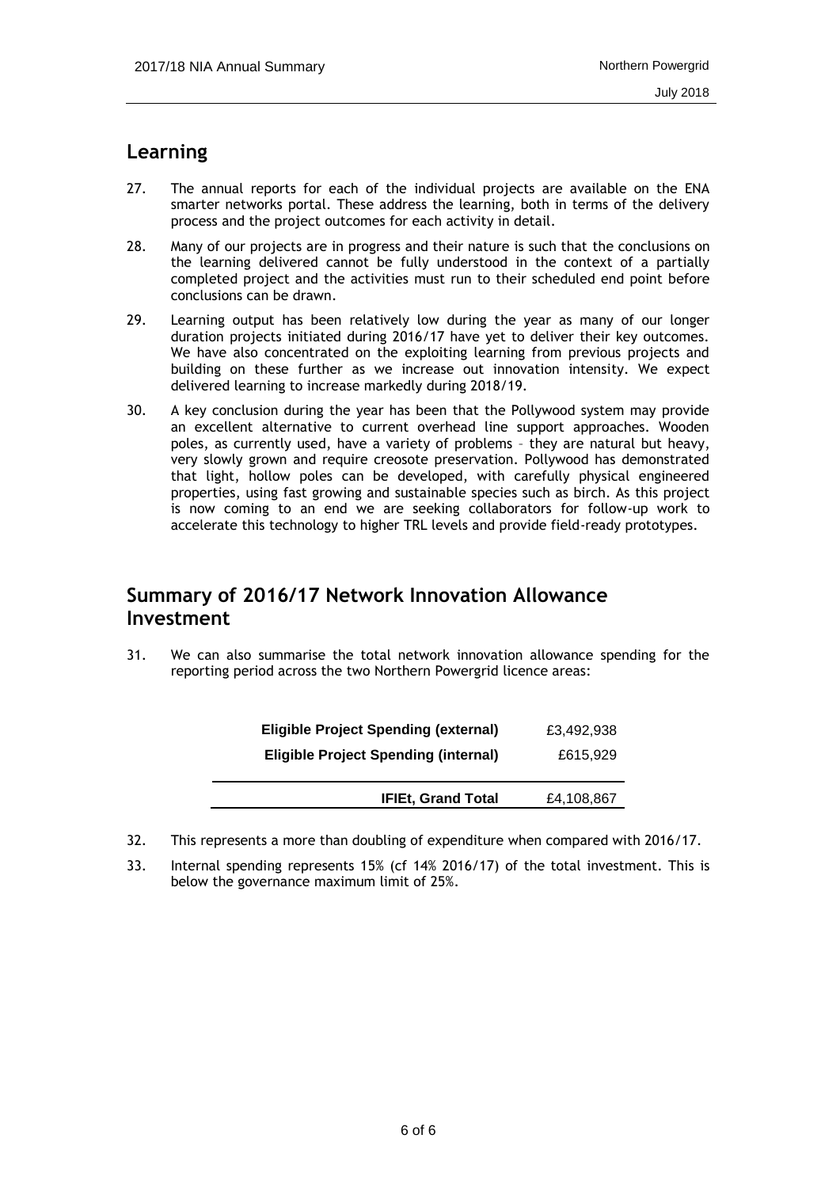## Learning

27. The annual reports for each of the individual projects are available on the ENA smarter networks portal. These address the learning, both in terms of the delivery process and the project outcomes for each activity in detail.

28. Many of our projects are in progress and their nature is such that the conclusions on the learning delivered cannot be fully understood in the context of a partially completed project and the activities must run to their scheduled end point before conclusions can be drawn.

29. Learning output has been relatively low during the year as many of our longer duration projects initiated during 2016/17 have yet to deliver their key outcomes. We have also concentrated on the exploiting learning from previous projects and building on these further as we increase out innovation intensity. We expect delivered learning to increase markedly during 2018/19.

30. A key conclusion during the year has been that the Pollywood system may provide an excellent alternative to current overhead line support approaches. Wooden poles, as currently used, have a variety of problems – they are natural but heavy, very slowly grown and require creosote preservation. Pollywood has demonstrated that light, hollow poles can be developed, with carefully physical engineered properties, using fast growing and sustainable species such as birch. As this project is now coming to an end we are seeking collaborators for follow-up work to accelerate this technology to higher TRL levels and provide field-ready prototypes.

## Summary of 2016/17 Network Innovation Allowance Investment

31. We can also summarise the total network innovation allowance spending for the reporting period across the two Northern Powergrid licence areas:

| | |
|---|---|
| **Eligible Project Spending (external)** | £3,492,938 |
| **Eligible Project Spending (internal)** | £615,929 |
| **IFIEt, Grand Total** | £4,108,867 |

32. This represents a more than doubling of expenditure when compared with 2016/17.

33. Internal spending represents 15% (cf 14% 2016/17) of the total investment. This is below the governance maximum limit of 25%.